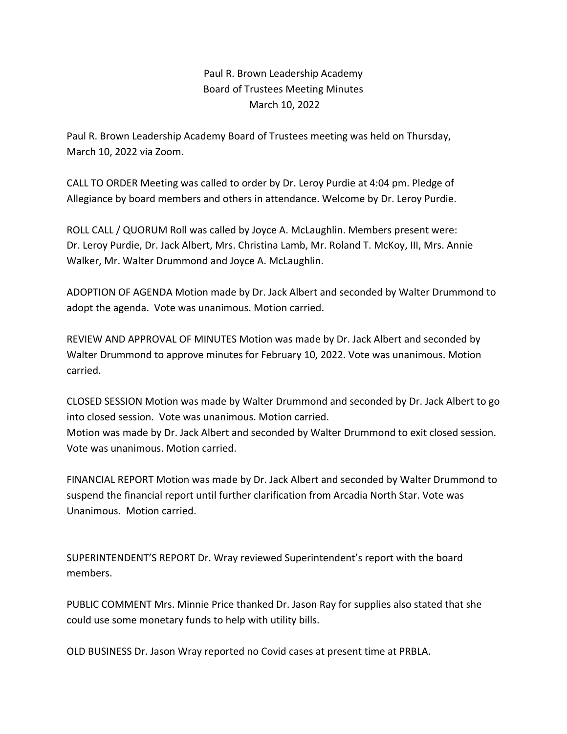# Paul R. Brown Leadership Academy
## Board of Trustees Meeting Minutes
### March 10, 2022

Paul R. Brown Leadership Academy Board of Trustees meeting was held on Thursday, March 10, 2022 via Zoom.

CALL TO ORDER Meeting was called to order by Dr. Leroy Purdie at 4:04 pm. Pledge of Allegiance by board members and others in attendance. Welcome by Dr. Leroy Purdie.

ROLL CALL / QUORUM Roll was called by Joyce A. McLaughlin. Members present were: Dr. Leroy Purdie, Dr. Jack Albert, Mrs. Christina Lamb, Mr. Roland T. McKoy, III, Mrs. Annie Walker, Mr. Walter Drummond and Joyce A. McLaughlin.

ADOPTION OF AGENDA Motion made by Dr. Jack Albert and seconded by Walter Drummond to adopt the agenda. Vote was unanimous. Motion carried.

REVIEW AND APPROVAL OF MINUTES Motion was made by Dr. Jack Albert and seconded by Walter Drummond to approve minutes for February 10, 2022. Vote was unanimous. Motion carried.

CLOSED SESSION Motion was made by Walter Drummond and seconded by Dr. Jack Albert to go into closed session. Vote was unanimous. Motion carried.
Motion was made by Dr. Jack Albert and seconded by Walter Drummond to exit closed session. Vote was unanimous. Motion carried.

FINANCIAL REPORT Motion was made by Dr. Jack Albert and seconded by Walter Drummond to suspend the financial report until further clarification from Arcadia North Star. Vote was Unanimous. Motion carried.

SUPERINTENDENT'S REPORT Dr. Wray reviewed Superintendent's report with the board members.

PUBLIC COMMENT Mrs. Minnie Price thanked Dr. Jason Ray for supplies also stated that she could use some monetary funds to help with utility bills.

OLD BUSINESS Dr. Jason Wray reported no Covid cases at present time at PRBLA.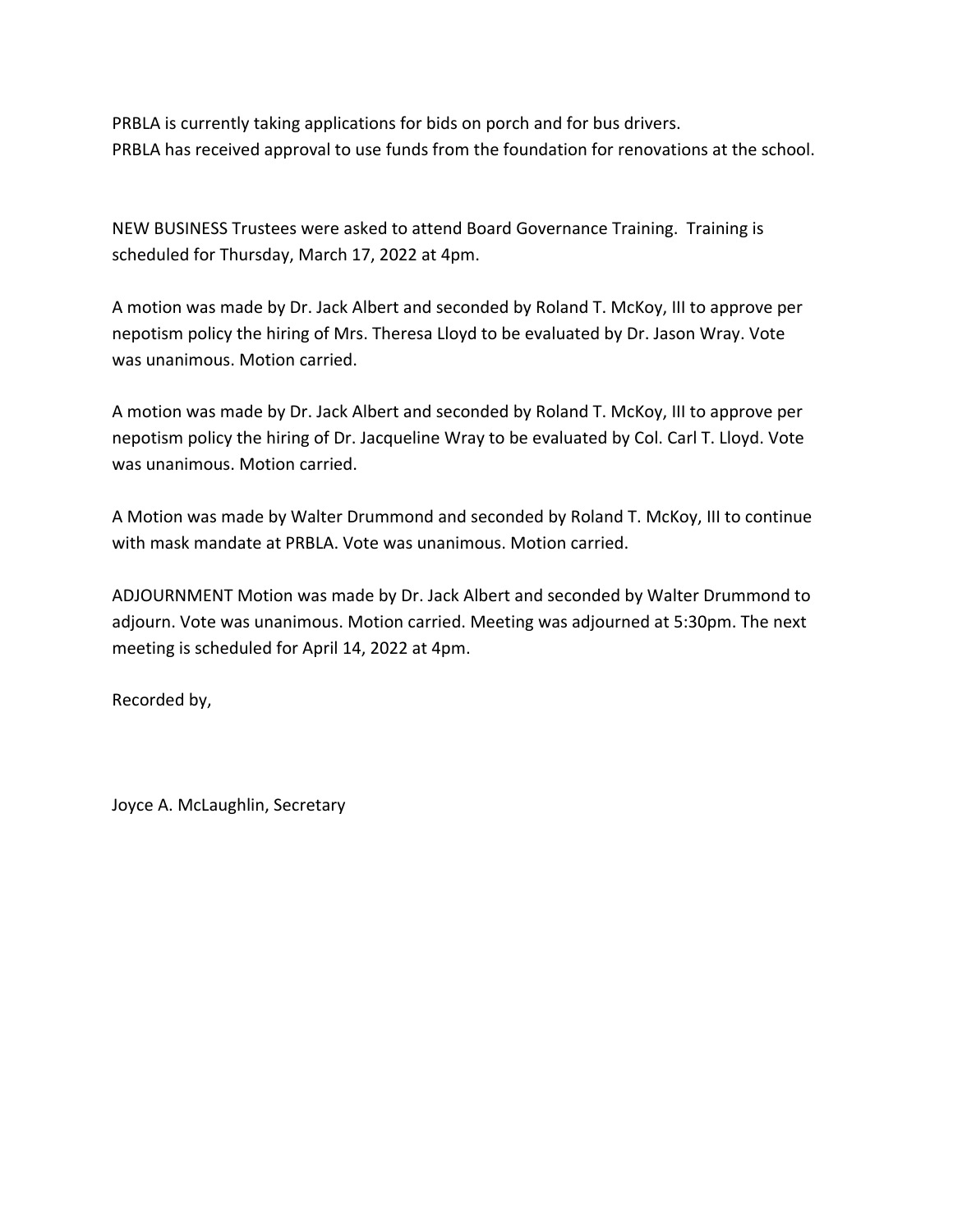PRBLA is currently taking applications for bids on porch and for bus drivers.
PRBLA has received approval to use funds from the foundation for renovations at the school.

NEW BUSINESS Trustees were asked to attend Board Governance Training. Training is scheduled for Thursday, March 17, 2022 at 4pm.

A motion was made by Dr. Jack Albert and seconded by Roland T. McKoy, III to approve per nepotism policy the hiring of Mrs. Theresa Lloyd to be evaluated by Dr. Jason Wray. Vote was unanimous. Motion carried.

A motion was made by Dr. Jack Albert and seconded by Roland T. McKoy, III to approve per nepotism policy the hiring of Dr. Jacqueline Wray to be evaluated by Col. Carl T. Lloyd. Vote was unanimous. Motion carried.

A Motion was made by Walter Drummond and seconded by Roland T. McKoy, III to continue with mask mandate at PRBLA. Vote was unanimous. Motion carried.

ADJOURNMENT Motion was made by Dr. Jack Albert and seconded by Walter Drummond to adjourn. Vote was unanimous. Motion carried. Meeting was adjourned at 5:30pm. The next meeting is scheduled for April 14, 2022 at 4pm.

Recorded by,

Joyce A. McLaughlin, Secretary